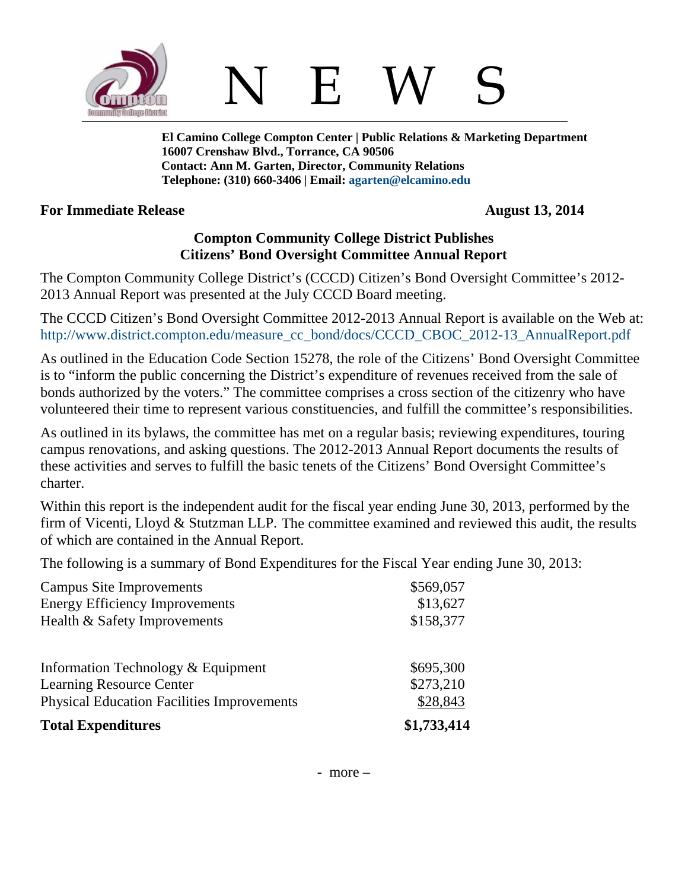# N E W S

**El Camino College Compton Center | Public Relations & Marketing Department**
**16007 Crenshaw Blvd., Torrance, CA 90506**
**Contact: Ann M. Garten, Director, Community Relations**
**Telephone: (310) 660-3406 | Email: agarten@elcamino.edu**

**For Immediate Release** **August 13, 2014**

## Compton Community College District Publishes Citizens' Bond Oversight Committee Annual Report

The Compton Community College District's (CCCD) Citizen's Bond Oversight Committee's 2012-2013 Annual Report was presented at the July CCCD Board meeting.

The CCCD Citizen's Bond Oversight Committee 2012-2013 Annual Report is available on the Web at: http://www.district.compton.edu/measure_cc_bond/docs/CCCD_CBOC_2012-13_AnnualReport.pdf

As outlined in the Education Code Section 15278, the role of the Citizens' Bond Oversight Committee is to "inform the public concerning the District's expenditure of revenues received from the sale of bonds authorized by the voters." The committee comprises a cross section of the citizenry who have volunteered their time to represent various constituencies, and fulfill the committee's responsibilities.

As outlined in its bylaws, the committee has met on a regular basis; reviewing expenditures, touring campus renovations, and asking questions. The 2012-2013 Annual Report documents the results of these activities and serves to fulfill the basic tenets of the Citizens' Bond Oversight Committee's charter.

Within this report is the independent audit for the fiscal year ending June 30, 2013, performed by the firm of Vicenti, Lloyd & Stutzman LLP. The committee examined and reviewed this audit, the results of which are contained in the Annual Report.

The following is a summary of Bond Expenditures for the Fiscal Year ending June 30, 2013:

| Category | Amount |
|---|---|
| Campus Site Improvements | $569,057 |
| Energy Efficiency Improvements | $13,627 |
| Health & Safety Improvements | $158,377 |
| Information Technology & Equipment | $695,300 |
| Learning Resource Center | $273,210 |
| Physical Education Facilities Improvements | $28,843 |
| **Total Expenditures** | **$1,733,414** |

- more –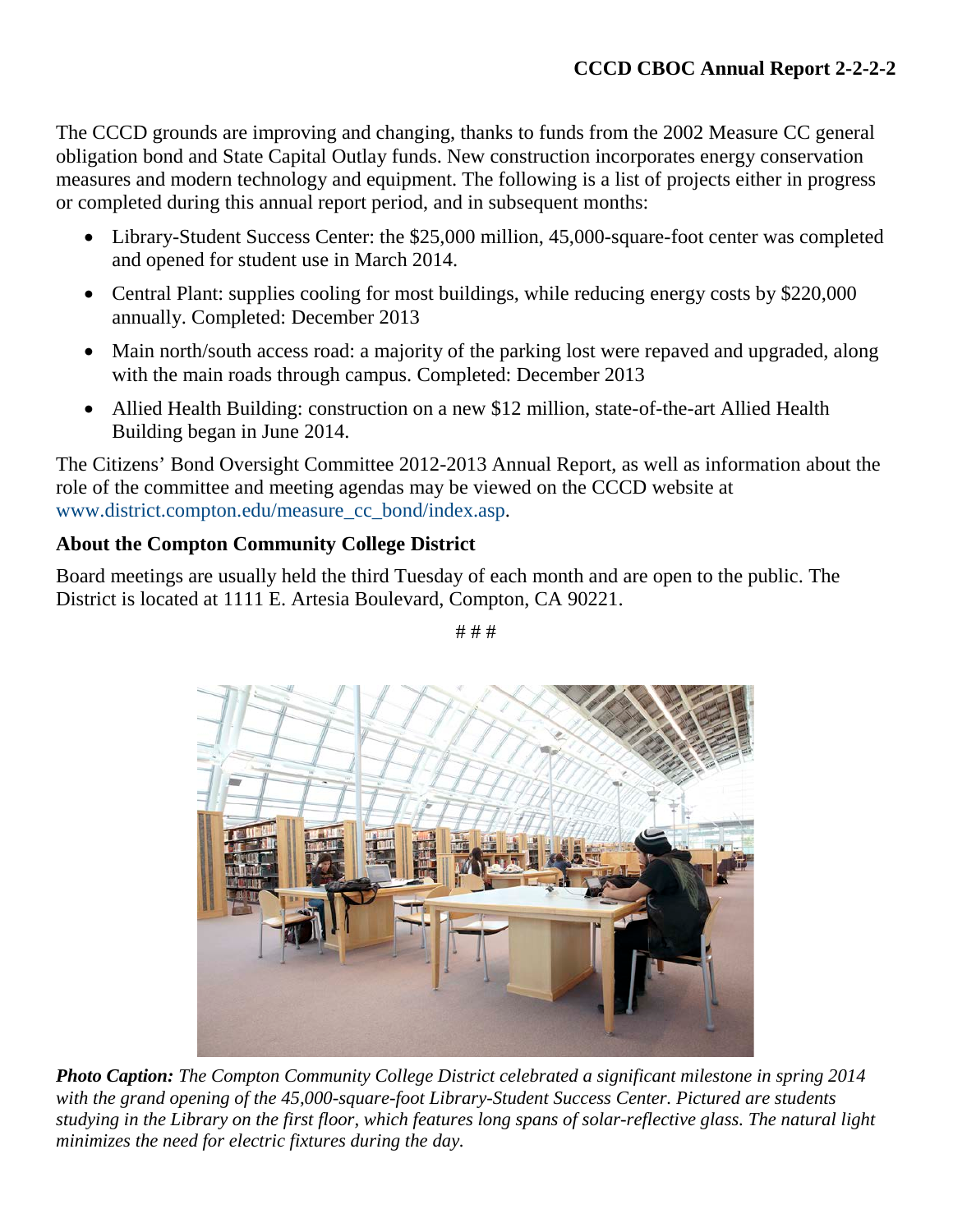The CCCD grounds are improving and changing, thanks to funds from the 2002 Measure CC general obligation bond and State Capital Outlay funds. New construction incorporates energy conservation measures and modern technology and equipment. The following is a list of projects either in progress or completed during this annual report period, and in subsequent months:

- Library-Student Success Center: the $25,000 million, 45,000-square-foot center was completed and opened for student use in March 2014.
- Central Plant: supplies cooling for most buildings, while reducing energy costs by $220,000 annually. Completed: December 2013
- Main north/south access road: a majority of the parking lost were repaved and upgraded, along with the main roads through campus. Completed: December 2013
- Allied Health Building: construction on a new $12 million, state-of-the-art Allied Health Building began in June 2014.

The Citizens' Bond Oversight Committee 2012-2013 Annual Report, as well as information about the role of the committee and meeting agendas may be viewed on the CCCD website at www.district.compton.edu/measure_cc_bond/index.asp.

**About the Compton Community College District**

Board meetings are usually held the third Tuesday of each month and are open to the public. The District is located at 1111 E. Artesia Boulevard, Compton, CA 90221.

# # #

***Photo Caption:*** *The Compton Community College District celebrated a significant milestone in spring 2014 with the grand opening of the 45,000-square-foot Library-Student Success Center. Pictured are students studying in the Library on the first floor, which features long spans of solar-reflective glass. The natural light minimizes the need for electric fixtures during the day.*